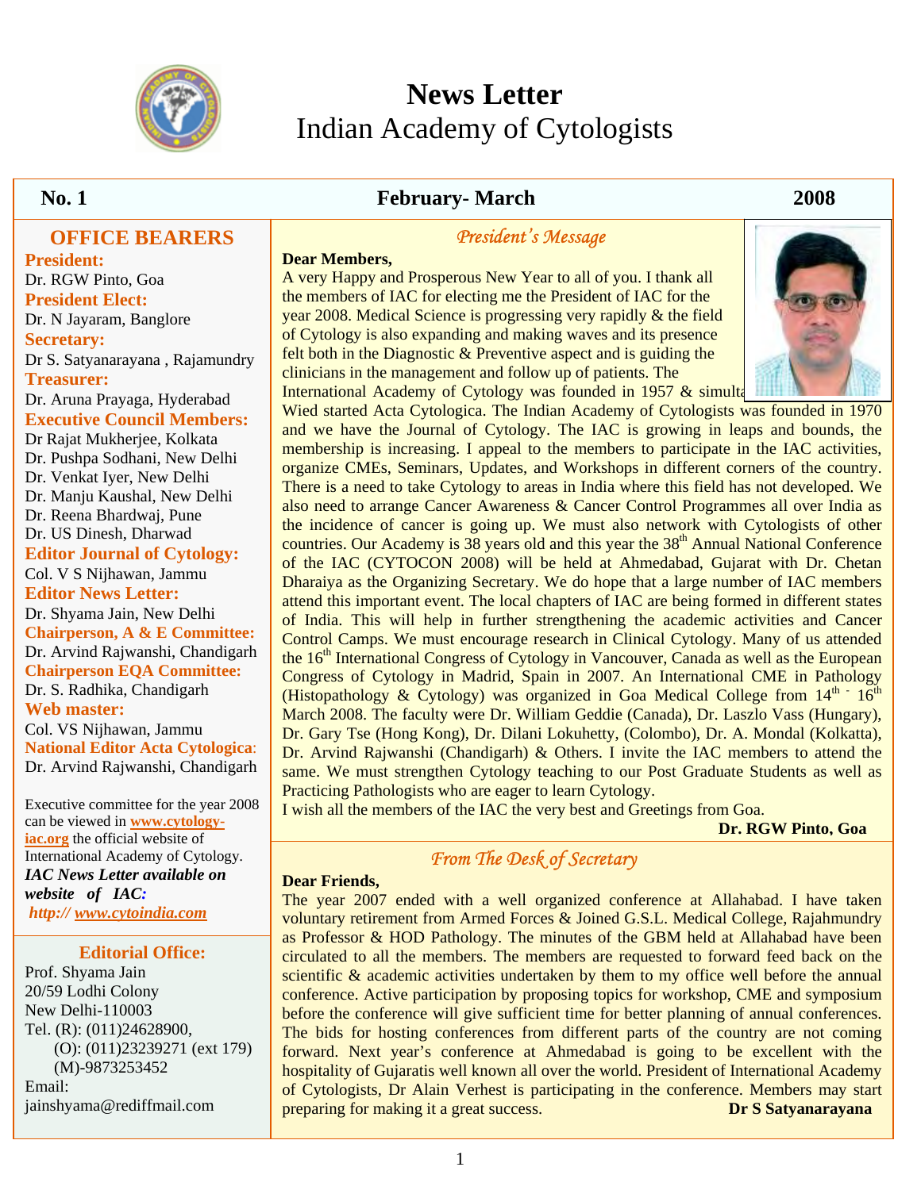# News Letter
## Indian Academy of Cytologists

**No. 1** **February- March** **2008**

## OFFICE BEARERS

**President:**
Dr. RGW Pinto, Goa

**President Elect:**
Dr. N Jayaram, Banglore

**Secretary:**
Dr S. Satyanarayana , Rajamundry

**Treasurer:**
Dr. Aruna Prayaga, Hyderabad

**Executive Council Members:**
Dr Rajat Mukherjee, Kolkata
Dr. Pushpa Sodhani, New Delhi
Dr. Venkat Iyer, New Delhi
Dr. Manju Kaushal, New Delhi
Dr. Reena Bhardwaj, Pune
Dr. US Dinesh, Dharwad

**Editor Journal of Cytology:**
Col. V S Nijhawan, Jammu

**Editor News Letter:**
Dr. Shyama Jain, New Delhi

**Chairperson, A & E Committee:**
Dr. Arvind Rajwanshi, Chandigarh

**Chairperson EQA Committee:**
Dr. S. Radhika, Chandigarh

**Web master:**
Col. VS Nijhawan, Jammu

**National Editor Acta Cytologica:**
Dr. Arvind Rajwanshi, Chandigarh

Executive committee for the year 2008 can be viewed in www.cytology-iac.org the official website of International Academy of Cytology.

***IAC News Letter available on website of IAC: http:// www.cytoindia.com***

**Editorial Office:**
Prof. Shyama Jain
20/59 Lodhi Colony
New Delhi-110003
Tel. (R): (011)24628900,
(O): (011)23239271 (ext 179)
(M)-9873253452
Email:
jainshyama@rediffmail.com

## *President's Message*

**Dear Members,**

A very Happy and Prosperous New Year to all of you. I thank all the members of IAC for electing me the President of IAC for the year 2008. Medical Science is progressing very rapidly & the field of Cytology is also expanding and making waves and its presence felt both in the Diagnostic & Preventive aspect and is guiding the clinicians in the management and follow up of patients. The International Academy of Cytology was founded in 1957 & simulta Wied started Acta Cytologica. The Indian Academy of Cytologists was founded in 1970 and we have the Journal of Cytology. The IAC is growing in leaps and bounds, the membership is increasing. I appeal to the members to participate in the IAC activities, organize CMEs, Seminars, Updates, and Workshops in different corners of the country. There is a need to take Cytology to areas in India where this field has not developed. We also need to arrange Cancer Awareness & Cancer Control Programmes all over India as the incidence of cancer is going up. We must also network with Cytologists of other countries. Our Academy is 38 years old and this year the 38th Annual National Conference of the IAC (CYTOCON 2008) will be held at Ahmedabad, Gujarat with Dr. Chetan Dharaiya as the Organizing Secretary. We do hope that a large number of IAC members attend this important event. The local chapters of IAC are being formed in different states of India. This will help in further strengthening the academic activities and Cancer Control Camps. We must encourage research in Clinical Cytology. Many of us attended the 16th International Congress of Cytology in Vancouver, Canada as well as the European Congress of Cytology in Madrid, Spain in 2007. An International CME in Pathology (Histopathology & Cytology) was organized in Goa Medical College from 14th - 16th March 2008. The faculty were Dr. William Geddie (Canada), Dr. Laszlo Vass (Hungary), Dr. Gary Tse (Hong Kong), Dr. Dilani Lokuhetty, (Colombo), Dr. A. Mondal (Kolkatta), Dr. Arvind Rajwanshi (Chandigarh) & Others. I invite the IAC members to attend the same. We must strengthen Cytology teaching to our Post Graduate Students as well as Practicing Pathologists who are eager to learn Cytology.

I wish all the members of the IAC the very best and Greetings from Goa.

**Dr. RGW Pinto, Goa**

## *From The Desk of Secretary*

**Dear Friends,**

The year 2007 ended with a well organized conference at Allahabad. I have taken voluntary retirement from Armed Forces & Joined G.S.L. Medical College, Rajahmundry as Professor & HOD Pathology. The minutes of the GBM held at Allahabad have been circulated to all the members. The members are requested to forward feed back on the scientific & academic activities undertaken by them to my office well before the annual conference. Active participation by proposing topics for workshop, CME and symposium before the conference will give sufficient time for better planning of annual conferences. The bids for hosting conferences from different parts of the country are not coming forward. Next year's conference at Ahmedabad is going to be excellent with the hospitality of Gujaratis well known all over the world. President of International Academy of Cytologists, Dr Alain Verhest is participating in the conference. Members may start preparing for making it a great success.

**Dr S Satyanarayana**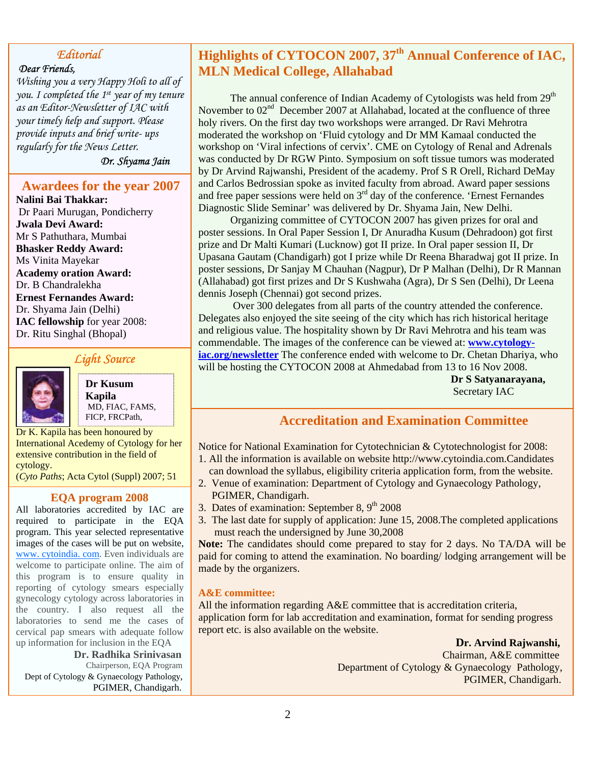## Editorial

*Dear Friends,*

*Wishing you a very Happy Holi to all of you. I completed the 1st year of my tenure as an Editor-Newsletter of IAC with your timely help and support. Please provide inputs and brief write- ups regularly for the News Letter.*

*Dr. Shyama Jain*

## Awardees for the year 2007

**Nalini Bai Thakkar:**
Dr Paari Murugan, Pondicherry

**Jwala Devi Award:**
Mr S Pathuthara, Mumbai

**Bhasker Reddy Award:**
Ms Vinita Mayekar

**Academy oration Award:**
Dr. B Chandralekha

**Ernest Fernandes Award:**
Dr. Shyama Jain (Delhi)

**IAC fellowship** for year 2008:
Dr. Ritu Singhal (Bhopal)

## *Light Source*

**Dr Kusum Kapila**
MD, FIAC, FAMS, FICP, FRCPath,

Dr K. Kapila has been honoured by International Acedemy of Cytology for her extensive contribution in the field of cytology.
(*Cyto Paths*; Acta Cytol (Suppl) 2007; 51

## EQA program 2008

All laboratories accredited by IAC are required to participate in the EQA program. This year selected representative images of the cases will be put on website, www. cytoindia. com. Even individuals are welcome to participate online. The aim of this program is to ensure quality in reporting of cytology smears especially gynecology cytology across laboratories in the country. I also request all the laboratories to send me the cases of cervical pap smears with adequate follow up information for inclusion in the EQA

**Dr. Radhika Srinivasan**
Chairperson, EQA Program
Dept of Cytology & Gynaecology Pathology,
PGIMER, Chandigarh.

## Highlights of CYTOCON 2007, 37th Annual Conference of IAC, MLN Medical College, Allahabad

The annual conference of Indian Academy of Cytologists was held from 29th November to 02nd December 2007 at Allahabad, located at the confluence of three holy rivers. On the first day two workshops were arranged. Dr Ravi Mehrotra moderated the workshop on 'Fluid cytology and Dr MM Kamaal conducted the workshop on 'Viral infections of cervix'. CME on Cytology of Renal and Adrenals was conducted by Dr RGW Pinto. Symposium on soft tissue tumors was moderated by Dr Arvind Rajwanshi, President of the academy. Prof S R Orell, Richard DeMay and Carlos Bedrossian spoke as invited faculty from abroad. Award paper sessions and free paper sessions were held on 3rd day of the conference. 'Ernest Fernandes Diagnostic Slide Seminar' was delivered by Dr. Shyama Jain, New Delhi.

Organizing committee of CYTOCON 2007 has given prizes for oral and poster sessions. In Oral Paper Session I, Dr Anuradha Kusum (Dehradoon) got first prize and Dr Malti Kumari (Lucknow) got II prize. In Oral paper session II, Dr Upasana Gautam (Chandigarh) got I prize while Dr Reena Bharadwaj got II prize. In poster sessions, Dr Sanjay M Chauhan (Nagpur), Dr P Malhan (Delhi), Dr R Mannan (Allahabad) got first prizes and Dr S Kushwaha (Agra), Dr S Sen (Delhi), Dr Leena dennis Joseph (Chennai) got second prizes.

Over 300 delegates from all parts of the country attended the conference. Delegates also enjoyed the site seeing of the city which has rich historical heritage and religious value. The hospitality shown by Dr Ravi Mehrotra and his team was commendable. The images of the conference can be viewed at: **www.cytology-iac.org/newsletter** The conference ended with welcome to Dr. Chetan Dhariya, who will be hosting the CYTOCON 2008 at Ahmedabad from 13 to 16 Nov 2008.

**Dr S Satyanarayana,**
Secretary IAC

## Accreditation and Examination Committee

Notice for National Examination for Cytotechnician & Cytotechnologist for 2008:

1. All the information is available on website http://www.cytoindia.com.Candidates can download the syllabus, eligibility criteria application form, from the website.
2. Venue of examination: Department of Cytology and Gynaecology Pathology, PGIMER, Chandigarh.
3. Dates of examination: September 8, 9th 2008
3. The last date for supply of application: June 15, 2008.The completed applications must reach the undersigned by June 30,2008

**Note:** The candidates should come prepared to stay for 2 days. No TA/DA will be paid for coming to attend the examination. No boarding/ lodging arrangement will be made by the organizers.

**A&E committee:**

All the information regarding A&E committee that is accreditation criteria, application form for lab accreditation and examination, format for sending progress report etc. is also available on the website.

**Dr. Arvind Rajwanshi,**
Chairman, A&E committee
Department of Cytology & Gynaecology Pathology,
PGIMER, Chandigarh.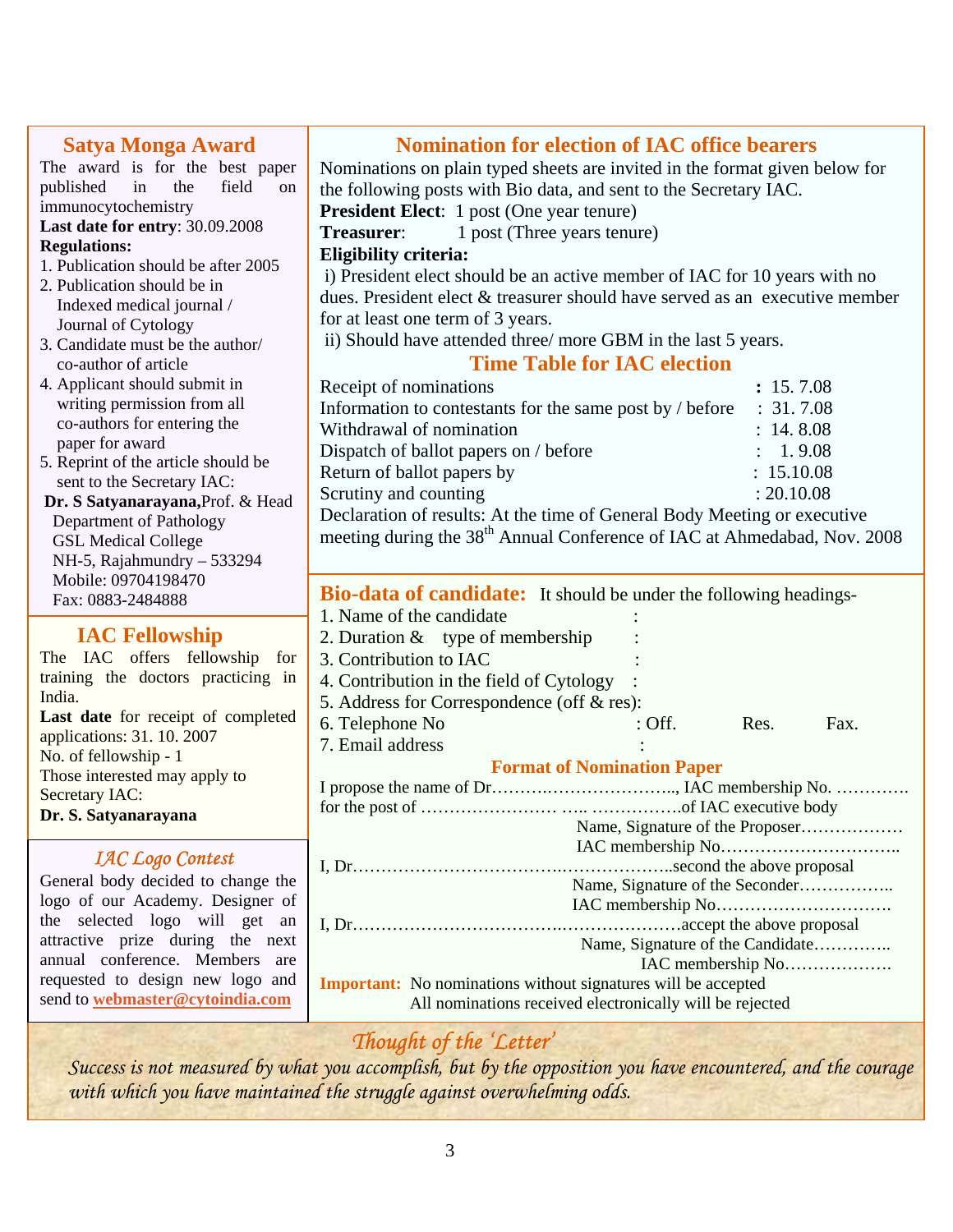## Satya Monga Award

The award is for the best paper published in the field on immunocytochemistry

**Last date for entry**: 30.09.2008

**Regulations:**

1. Publication should be after 2005
2. Publication should be in Indexed medical journal / Journal of Cytology
3. Candidate must be the author/ co-author of article
4. Applicant should submit in writing permission from all co-authors for entering the paper for award
5. Reprint of the article should be sent to the Secretary IAC:

**Dr. S Satyanarayana,** Prof. & Head
Department of Pathology
GSL Medical College
NH-5, Rajahmundry – 533294
Mobile: 09704198470
Fax: 0883-2484888

## IAC Fellowship

The IAC offers fellowship for training the doctors practicing in India.

**Last date** for receipt of completed applications: 31. 10. 2007

No. of fellowship - 1

Those interested may apply to Secretary IAC:

**Dr. S. Satyanarayana**

## *IAC Logo Contest*

General body decided to change the logo of our Academy. Designer of the selected logo will get an attractive prize during the next annual conference. Members are requested to design new logo and send to **webmaster@cytoindia.com**

## Nomination for election of IAC office bearers

Nominations on plain typed sheets are invited in the format given below for the following posts with Bio data, and sent to the Secretary IAC.

**President Elect**: 1 post (One year tenure)

**Treasurer**: 1 post (Three years tenure)

**Eligibility criteria:**

i) President elect should be an active member of IAC for 10 years with no dues. President elect & treasurer should have served as an executive member for at least one term of 3 years.

ii) Should have attended three/ more GBM in the last 5 years.

## Time Table for IAC election

| | |
|---|---|
| Receipt of nominations | **:** 15. 7.08 |
| Information to contestants for the same post by / before | : 31. 7.08 |
| Withdrawal of nomination | : 14. 8.08 |
| Dispatch of ballot papers on / before | : 1. 9.08 |
| Return of ballot papers by | : 15.10.08 |
| Scrutiny and counting | : 20.10.08 |

Declaration of results: At the time of General Body Meeting or executive meeting during the 38th Annual Conference of IAC at Ahmedabad, Nov. 2008

## Bio-data of candidate:

It should be under the following headings-

1. Name of the candidate :
2. Duration & type of membership :
3. Contribution to IAC :
4. Contribution in the field of Cytology :
5. Address for Correspondence (off & res):
6. Telephone No : Off. Res. Fax.
7. Email address :

### Format of Nomination Paper

I propose the name of Dr……………………………….., IAC membership No. ………….
for the post of …………………… ….. …………….of IAC executive body

Name, Signature of the Proposer………………
IAC membership No…………………………..

I, Dr……………………………….………………..second the above proposal

Name, Signature of the Seconder……………..
IAC membership No………………………….

I, Dr……………………………….…………………accept the above proposal

Name, Signature of the Candidate…………..
IAC membership No……………….

**Important:** No nominations without signatures will be accepted
All nominations received electronically will be rejected

## *Thought of the 'Letter'*

*Success is not measured by what you accomplish, but by the opposition you have encountered, and the courage with which you have maintained the struggle against overwhelming odds.*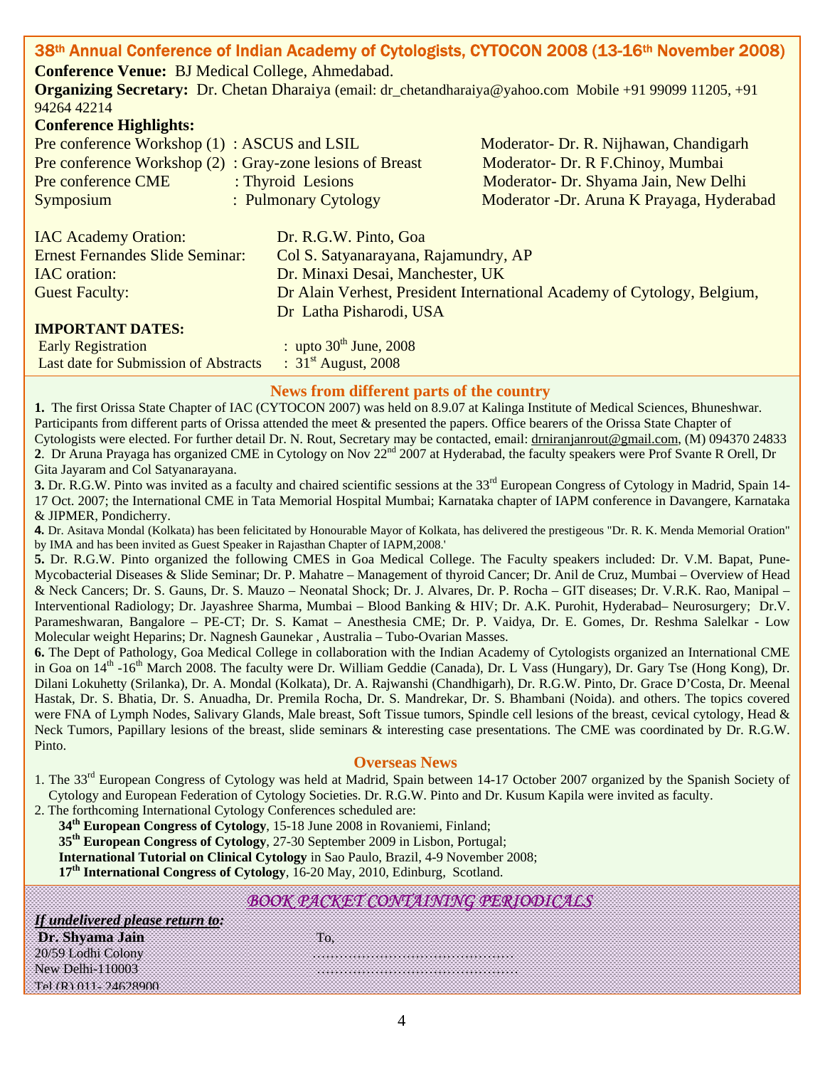## 38th Annual Conference of Indian Academy of Cytologists, CYTOCON 2008 (13-16th November 2008)

**Conference Venue:** BJ Medical College, Ahmedabad.

**Organizing Secretary:** Dr. Chetan Dharaiya (email: dr_chetandharaiya@yahoo.com Mobile +91 99099 11205, +91 94264 42214

**Conference Highlights:**

| | | |
|---|---|---|
| Pre conference Workshop (1) | : ASCUS and LSIL | Moderator- Dr. R. Nijhawan, Chandigarh |
| Pre conference Workshop (2) | : Gray-zone lesions of Breast | Moderator- Dr. R F.Chinoy, Mumbai |
| Pre conference CME | : Thyroid Lesions | Moderator- Dr. Shyama Jain, New Delhi |
| Symposium | : Pulmonary Cytology | Moderator -Dr. Aruna K Prayaga, Hyderabad |

| | |
|---|---|
| IAC Academy Oration: | Dr. R.G.W. Pinto, Goa |
| Ernest Fernandes Slide Seminar: | Col S. Satyanarayana, Rajamundry, AP |
| IAC oration: | Dr. Minaxi Desai, Manchester, UK |
| Guest Faculty: | Dr Alain Verhest, President International Academy of Cytology, Belgium, Dr Latha Pisharodi, USA |

**IMPORTANT DATES:**

| | |
|---|---|
| Early Registration | : upto 30th June, 2008 |
| Last date for Submission of Abstracts | : 31st August, 2008 |

## News from different parts of the country

**1.** The first Orissa State Chapter of IAC (CYTOCON 2007) was held on 8.9.07 at Kalinga Institute of Medical Sciences, Bhuneshwar. Participants from different parts of Orissa attended the meet & presented the papers. Office bearers of the Orissa State Chapter of Cytologists were elected. For further detail Dr. N. Rout, Secretary may be contacted, email: drniranjanrout@gmail.com, (M) 094370 24833

**2**. Dr Aruna Prayaga has organized CME in Cytology on Nov 22nd 2007 at Hyderabad, the faculty speakers were Prof Svante R Orell, Dr Gita Jayaram and Col Satyanarayana.

**3.** Dr. R.G.W. Pinto was invited as a faculty and chaired scientific sessions at the 33rd European Congress of Cytology in Madrid, Spain 14-17 Oct. 2007; the International CME in Tata Memorial Hospital Mumbai; Karnataka chapter of IAPM conference in Davangere, Karnataka & JIPMER, Pondicherry.

**4.** Dr. Asitava Mondal (Kolkata) has been felicitated by Honourable Mayor of Kolkata, has delivered the prestigeous "Dr. R. K. Menda Memorial Oration" by IMA and has been invited as Guest Speaker in Rajasthan Chapter of IAPM,2008.'

**5.** Dr. R.G.W. Pinto organized the following CMES in Goa Medical College. The Faculty speakers included: Dr. V.M. Bapat, Pune-Mycobacterial Diseases & Slide Seminar; Dr. P. Mahatre – Management of thyroid Cancer; Dr. Anil de Cruz, Mumbai – Overview of Head & Neck Cancers; Dr. S. Gauns, Dr. S. Mauzo – Neonatal Shock; Dr. J. Alvares, Dr. P. Rocha – GIT diseases; Dr. V.R.K. Rao, Manipal – Interventional Radiology; Dr. Jayashree Sharma, Mumbai – Blood Banking & HIV; Dr. A.K. Purohit, Hyderabad– Neurosurgery; Dr.V. Parameshwaran, Bangalore – PE-CT; Dr. S. Kamat – Anesthesia CME; Dr. P. Vaidya, Dr. E. Gomes, Dr. Reshma Salelkar - Low Molecular weight Heparins; Dr. Nagnesh Gaunekar , Australia – Tubo-Ovarian Masses.

**6.** The Dept of Pathology, Goa Medical College in collaboration with the Indian Academy of Cytologists organized an International CME in Goa on 14th -16th March 2008. The faculty were Dr. William Geddie (Canada), Dr. L Vass (Hungary), Dr. Gary Tse (Hong Kong), Dr. Dilani Lokuhetty (Srilanka), Dr. A. Mondal (Kolkata), Dr. A. Rajwanshi (Chandhigarh), Dr. R.G.W. Pinto, Dr. Grace D'Costa, Dr. Meenal Hastak, Dr. S. Bhatia, Dr. S. Anuadha, Dr. Premila Rocha, Dr. S. Mandrekar, Dr. S. Bhambani (Noida). and others. The topics covered were FNA of Lymph Nodes, Salivary Glands, Male breast, Soft Tissue tumors, Spindle cell lesions of the breast, cevical cytology, Head & Neck Tumors, Papillary lesions of the breast, slide seminars & interesting case presentations. The CME was coordinated by Dr. R.G.W. Pinto.

## Overseas News

1. The 33rd European Congress of Cytology was held at Madrid, Spain between 14-17 October 2007 organized by the Spanish Society of Cytology and European Federation of Cytology Societies. Dr. R.G.W. Pinto and Dr. Kusum Kapila were invited as faculty.
2. The forthcoming International Cytology Conferences scheduled are:
   - **34th European Congress of Cytology**, 15-18 June 2008 in Rovaniemi, Finland;
   - **35th European Congress of Cytology**, 27-30 September 2009 in Lisbon, Portugal;
   - **International Tutorial on Clinical Cytology** in Sao Paulo, Brazil, 4-9 November 2008;
   - **17th International Congress of Cytology**, 16-20 May, 2010, Edinburg, Scotland.

*BOOK PACKET CONTAINING PERIODICALS*

***If undelivered please return to:***

**Dr. Shyama Jain**
20/59 Lodhi Colony
New Delhi-110003
Tel (R) 011- 24628900

To,
……………………………………
……………………………………